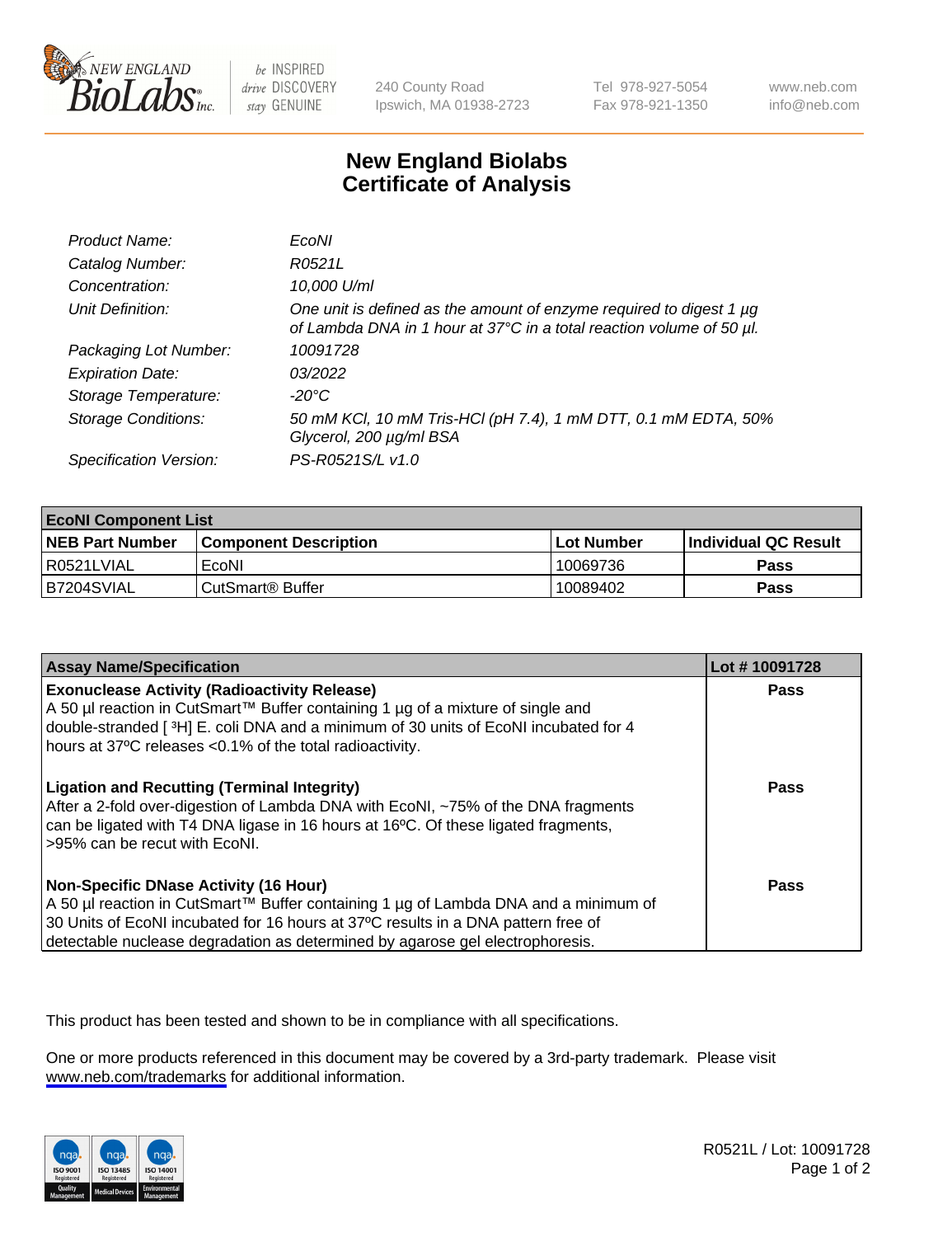# New England Biolabs Certificate of Analysis

| | |
|---|---|
| *Product Name:* | *EcoNI* |
| *Catalog Number:* | *R0521L* |
| *Concentration:* | *10,000 U/ml* |
| *Unit Definition:* | *One unit is defined as the amount of enzyme required to digest 1 µg of Lambda DNA in 1 hour at 37°C in a total reaction volume of 50 µl.* |
| *Packaging Lot Number:* | *10091728* |
| *Expiration Date:* | *03/2022* |
| *Storage Temperature:* | *-20°C* |
| *Storage Conditions:* | *50 mM KCl, 10 mM Tris-HCl (pH 7.4), 1 mM DTT, 0.1 mM EDTA, 50% Glycerol, 200 µg/ml BSA* |
| *Specification Version:* | *PS-R0521S/L v1.0* |

| **EcoNI Component List** | | | |
|---|---|---|---|
| **NEB Part Number** | **Component Description** | **Lot Number** | **Individual QC Result** |
| R0521LVIAL | EcoNI | 10069736 | **Pass** |
| B7204SVIAL | CutSmart® Buffer | 10089402 | **Pass** |

| **Assay Name/Specification** | **Lot # 10091728** |
|---|---|
| **Exonuclease Activity (Radioactivity Release)** A 50 µl reaction in CutSmart™ Buffer containing 1 µg of a mixture of single and double-stranded [ $^3$H] E. coli DNA and a minimum of 30 units of EcoNI incubated for 4 hours at 37ºC releases <0.1% of the total radioactivity. | **Pass** |
| **Ligation and Recutting (Terminal Integrity)** After a 2-fold over-digestion of Lambda DNA with EcoNI, ~75% of the DNA fragments can be ligated with T4 DNA ligase in 16 hours at 16ºC. Of these ligated fragments, >95% can be recut with EcoNI. | **Pass** |
| **Non-Specific DNase Activity (16 Hour)** A 50 µl reaction in CutSmart™ Buffer containing 1 µg of Lambda DNA and a minimum of 30 Units of EcoNI incubated for 16 hours at 37ºC results in a DNA pattern free of detectable nuclease degradation as determined by agarose gel electrophoresis. | **Pass** |

This product has been tested and shown to be in compliance with all specifications.

One or more products referenced in this document may be covered by a 3rd-party trademark. Please visit www.neb.com/trademarks for additional information.

R0521L / Lot: 10091728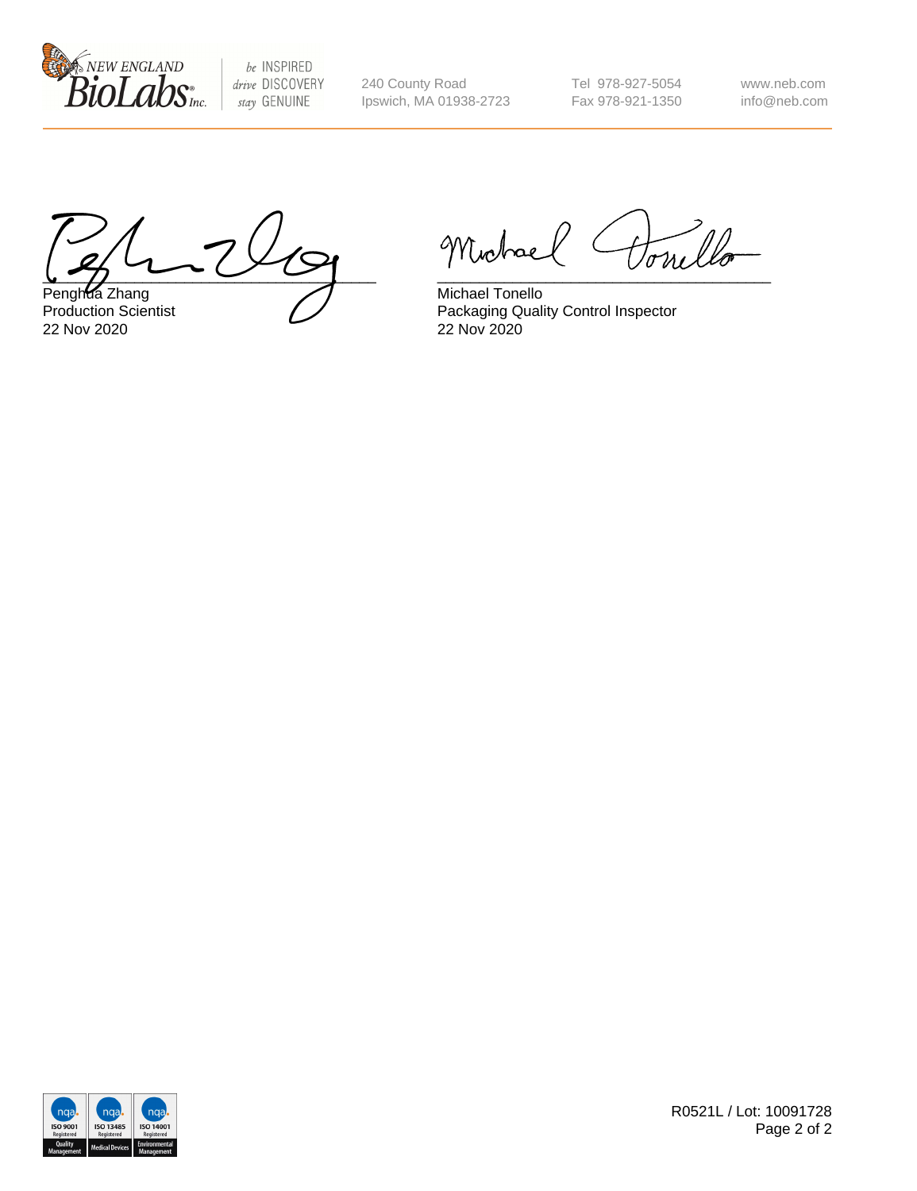Penghua Zhang
Production Scientist
22 Nov 2020

Michael Tonello
Packaging Quality Control Inspector
22 Nov 2020

R0521L / Lot: 10091728